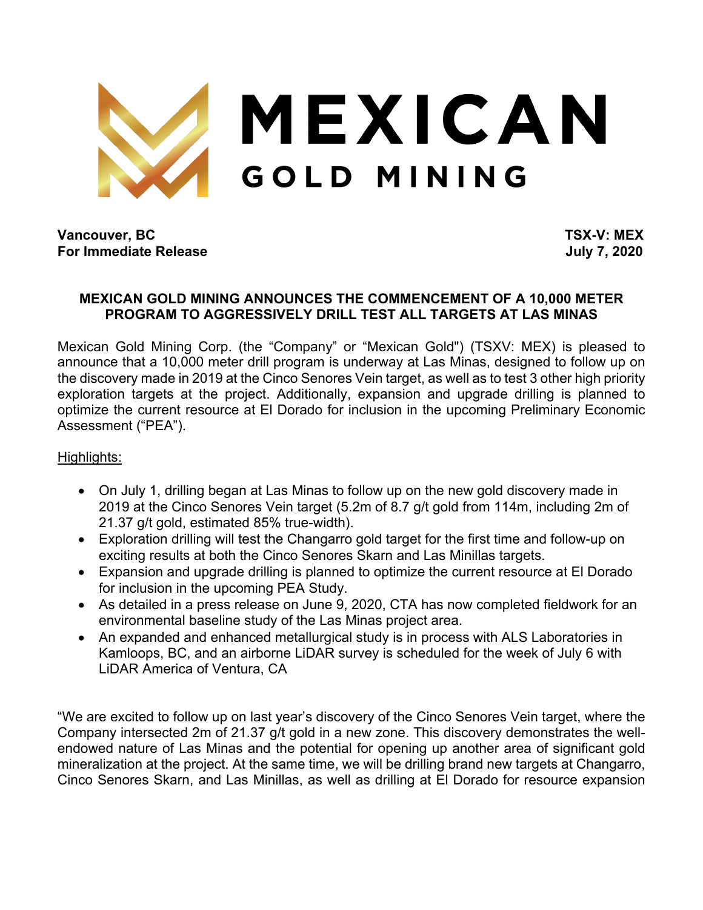# MEXICAN GOLD MINING

**Vancouver, BC** **TSX-V: MEX**
**For Immediate Release** **July 7, 2020**

## MEXICAN GOLD MINING ANNOUNCES THE COMMENCEMENT OF A 10,000 METER PROGRAM TO AGGRESSIVELY DRILL TEST ALL TARGETS AT LAS MINAS

Mexican Gold Mining Corp. (the "Company" or "Mexican Gold") (TSXV: MEX) is pleased to announce that a 10,000 meter drill program is underway at Las Minas, designed to follow up on the discovery made in 2019 at the Cinco Senores Vein target, as well as to test 3 other high priority exploration targets at the project. Additionally, expansion and upgrade drilling is planned to optimize the current resource at El Dorado for inclusion in the upcoming Preliminary Economic Assessment ("PEA").

Highlights:

- On July 1, drilling began at Las Minas to follow up on the new gold discovery made in 2019 at the Cinco Senores Vein target (5.2m of 8.7 g/t gold from 114m, including 2m of 21.37 g/t gold, estimated 85% true-width).
- Exploration drilling will test the Changarro gold target for the first time and follow-up on exciting results at both the Cinco Senores Skarn and Las Minillas targets.
- Expansion and upgrade drilling is planned to optimize the current resource at El Dorado for inclusion in the upcoming PEA Study.
- As detailed in a press release on June 9, 2020, CTA has now completed fieldwork for an environmental baseline study of the Las Minas project area.
- An expanded and enhanced metallurgical study is in process with ALS Laboratories in Kamloops, BC, and an airborne LiDAR survey is scheduled for the week of July 6 with LiDAR America of Ventura, CA

"We are excited to follow up on last year's discovery of the Cinco Senores Vein target, where the Company intersected 2m of 21.37 g/t gold in a new zone. This discovery demonstrates the well-endowed nature of Las Minas and the potential for opening up another area of significant gold mineralization at the project. At the same time, we will be drilling brand new targets at Changarro, Cinco Senores Skarn, and Las Minillas, as well as drilling at El Dorado for resource expansion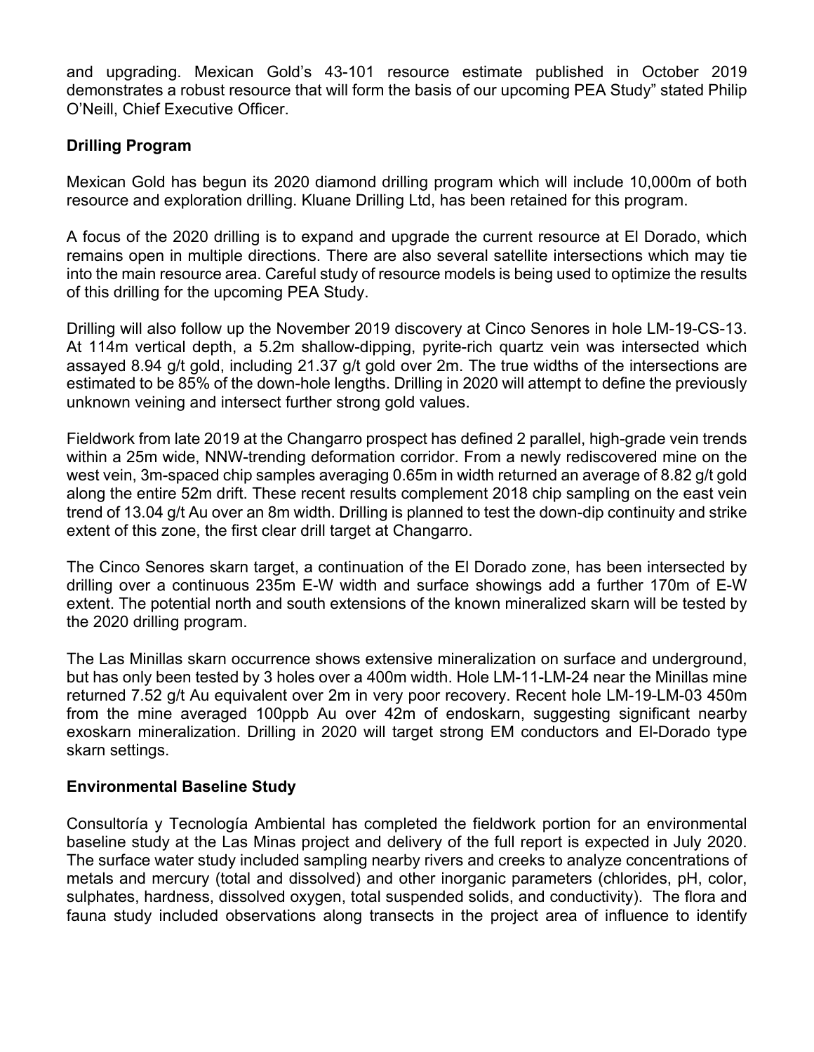and upgrading. Mexican Gold's 43-101 resource estimate published in October 2019 demonstrates a robust resource that will form the basis of our upcoming PEA Study" stated Philip O'Neill, Chief Executive Officer.

**Drilling Program**

Mexican Gold has begun its 2020 diamond drilling program which will include 10,000m of both resource and exploration drilling. Kluane Drilling Ltd, has been retained for this program.

A focus of the 2020 drilling is to expand and upgrade the current resource at El Dorado, which remains open in multiple directions. There are also several satellite intersections which may tie into the main resource area. Careful study of resource models is being used to optimize the results of this drilling for the upcoming PEA Study.

Drilling will also follow up the November 2019 discovery at Cinco Senores in hole LM-19-CS-13. At 114m vertical depth, a 5.2m shallow-dipping, pyrite-rich quartz vein was intersected which assayed 8.94 g/t gold, including 21.37 g/t gold over 2m. The true widths of the intersections are estimated to be 85% of the down-hole lengths. Drilling in 2020 will attempt to define the previously unknown veining and intersect further strong gold values.

Fieldwork from late 2019 at the Changarro prospect has defined 2 parallel, high-grade vein trends within a 25m wide, NNW-trending deformation corridor. From a newly rediscovered mine on the west vein, 3m-spaced chip samples averaging 0.65m in width returned an average of 8.82 g/t gold along the entire 52m drift. These recent results complement 2018 chip sampling on the east vein trend of 13.04 g/t Au over an 8m width. Drilling is planned to test the down-dip continuity and strike extent of this zone, the first clear drill target at Changarro.

The Cinco Senores skarn target, a continuation of the El Dorado zone, has been intersected by drilling over a continuous 235m E-W width and surface showings add a further 170m of E-W extent. The potential north and south extensions of the known mineralized skarn will be tested by the 2020 drilling program.

The Las Minillas skarn occurrence shows extensive mineralization on surface and underground, but has only been tested by 3 holes over a 400m width. Hole LM-11-LM-24 near the Minillas mine returned 7.52 g/t Au equivalent over 2m in very poor recovery. Recent hole LM-19-LM-03 450m from the mine averaged 100ppb Au over 42m of endoskarn, suggesting significant nearby exoskarn mineralization. Drilling in 2020 will target strong EM conductors and El-Dorado type skarn settings.

**Environmental Baseline Study**

Consultoría y Tecnología Ambiental has completed the fieldwork portion for an environmental baseline study at the Las Minas project and delivery of the full report is expected in July 2020. The surface water study included sampling nearby rivers and creeks to analyze concentrations of metals and mercury (total and dissolved) and other inorganic parameters (chlorides, pH, color, sulphates, hardness, dissolved oxygen, total suspended solids, and conductivity). The flora and fauna study included observations along transects in the project area of influence to identify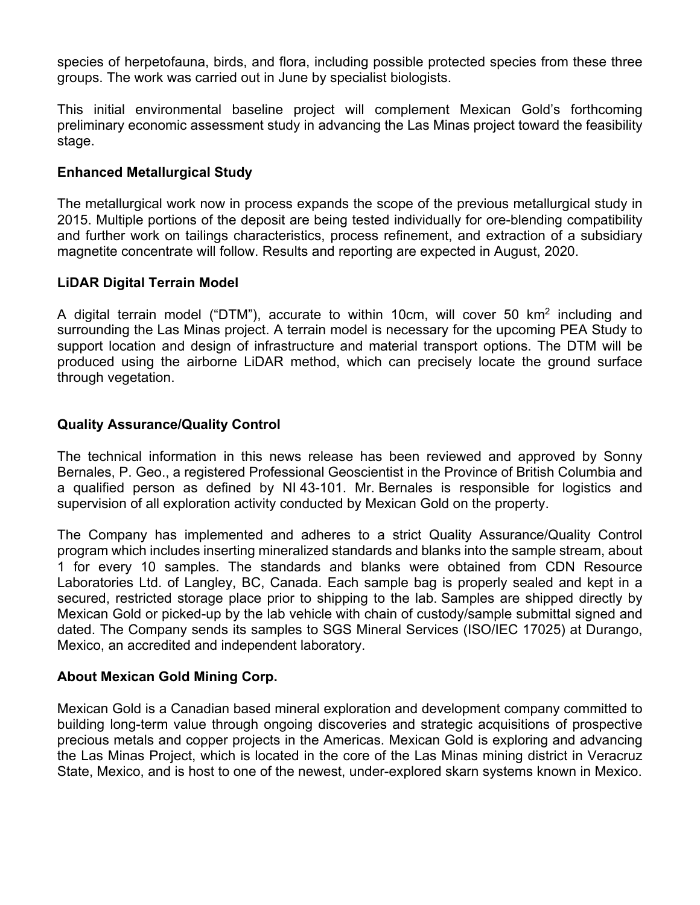species of herpetofauna, birds, and flora, including possible protected species from these three groups. The work was carried out in June by specialist biologists.

This initial environmental baseline project will complement Mexican Gold's forthcoming preliminary economic assessment study in advancing the Las Minas project toward the feasibility stage.

**Enhanced Metallurgical Study**

The metallurgical work now in process expands the scope of the previous metallurgical study in 2015. Multiple portions of the deposit are being tested individually for ore-blending compatibility and further work on tailings characteristics, process refinement, and extraction of a subsidiary magnetite concentrate will follow. Results and reporting are expected in August, 2020.

**LiDAR Digital Terrain Model**

A digital terrain model ("DTM"), accurate to within 10cm, will cover 50 $km^2$ including and surrounding the Las Minas project. A terrain model is necessary for the upcoming PEA Study to support location and design of infrastructure and material transport options. The DTM will be produced using the airborne LiDAR method, which can precisely locate the ground surface through vegetation.

**Quality Assurance/Quality Control**

The technical information in this news release has been reviewed and approved by Sonny Bernales, P. Geo., a registered Professional Geoscientist in the Province of British Columbia and a qualified person as defined by NI 43-101. Mr. Bernales is responsible for logistics and supervision of all exploration activity conducted by Mexican Gold on the property.

The Company has implemented and adheres to a strict Quality Assurance/Quality Control program which includes inserting mineralized standards and blanks into the sample stream, about 1 for every 10 samples. The standards and blanks were obtained from CDN Resource Laboratories Ltd. of Langley, BC, Canada. Each sample bag is properly sealed and kept in a secured, restricted storage place prior to shipping to the lab. Samples are shipped directly by Mexican Gold or picked-up by the lab vehicle with chain of custody/sample submittal signed and dated. The Company sends its samples to SGS Mineral Services (ISO/IEC 17025) at Durango, Mexico, an accredited and independent laboratory.

**About Mexican Gold Mining Corp.**

Mexican Gold is a Canadian based mineral exploration and development company committed to building long-term value through ongoing discoveries and strategic acquisitions of prospective precious metals and copper projects in the Americas. Mexican Gold is exploring and advancing the Las Minas Project, which is located in the core of the Las Minas mining district in Veracruz State, Mexico, and is host to one of the newest, under-explored skarn systems known in Mexico.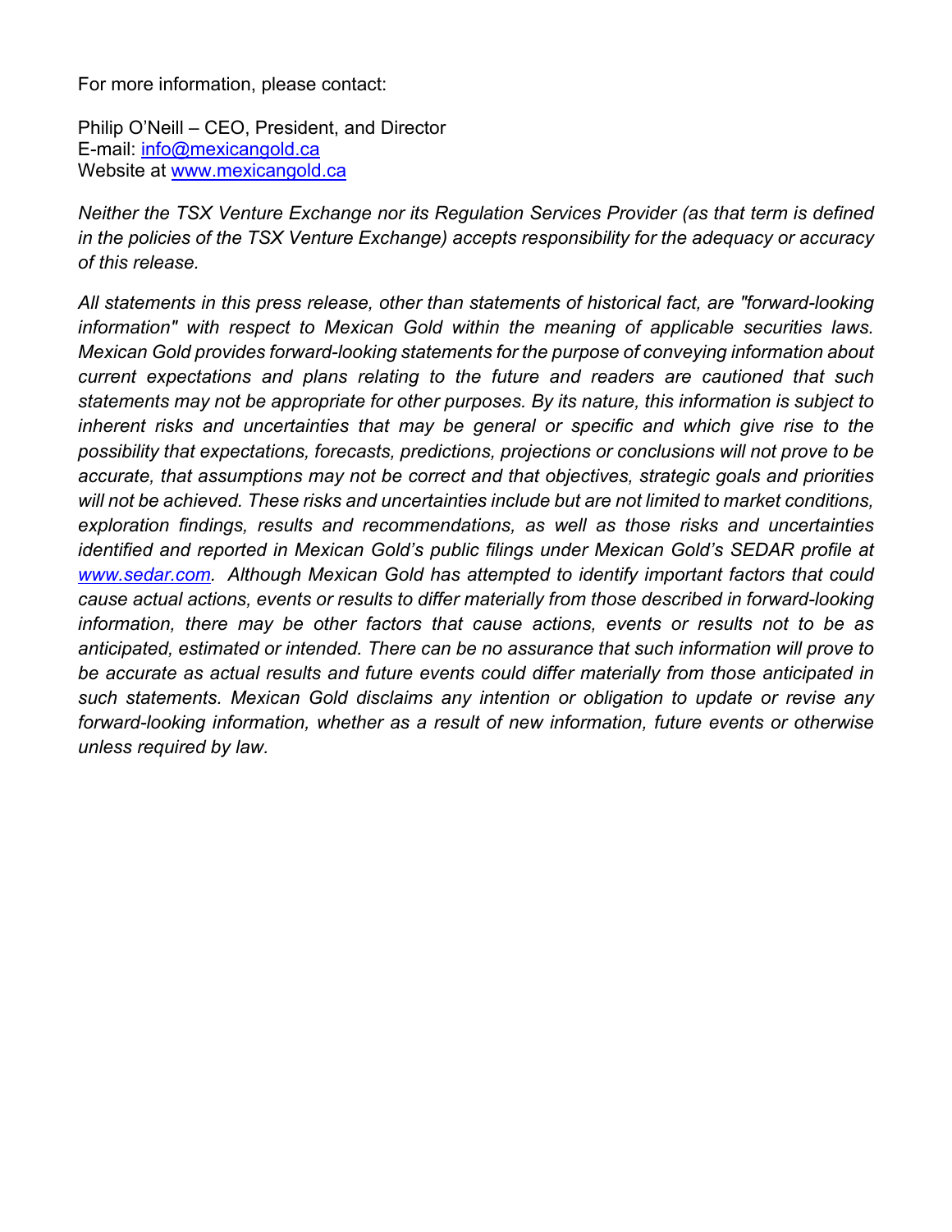For more information, please contact:

Philip O'Neill – CEO, President, and Director
E-mail: [info@mexicangold.ca](mailto:info@mexicangold.ca)
Website at [www.mexicangold.ca](http://www.mexicangold.ca)

*Neither the TSX Venture Exchange nor its Regulation Services Provider (as that term is defined in the policies of the TSX Venture Exchange) accepts responsibility for the adequacy or accuracy of this release.*

*All statements in this press release, other than statements of historical fact, are "forward-looking information" with respect to Mexican Gold within the meaning of applicable securities laws. Mexican Gold provides forward-looking statements for the purpose of conveying information about current expectations and plans relating to the future and readers are cautioned that such statements may not be appropriate for other purposes. By its nature, this information is subject to inherent risks and uncertainties that may be general or specific and which give rise to the possibility that expectations, forecasts, predictions, projections or conclusions will not prove to be accurate, that assumptions may not be correct and that objectives, strategic goals and priorities will not be achieved. These risks and uncertainties include but are not limited to market conditions, exploration findings, results and recommendations, as well as those risks and uncertainties identified and reported in Mexican Gold's public filings under Mexican Gold's SEDAR profile at [www.sedar.com](http://www.sedar.com). Although Mexican Gold has attempted to identify important factors that could cause actual actions, events or results to differ materially from those described in forward-looking information, there may be other factors that cause actions, events or results not to be as anticipated, estimated or intended. There can be no assurance that such information will prove to be accurate as actual results and future events could differ materially from those anticipated in such statements. Mexican Gold disclaims any intention or obligation to update or revise any forward-looking information, whether as a result of new information, future events or otherwise unless required by law.*